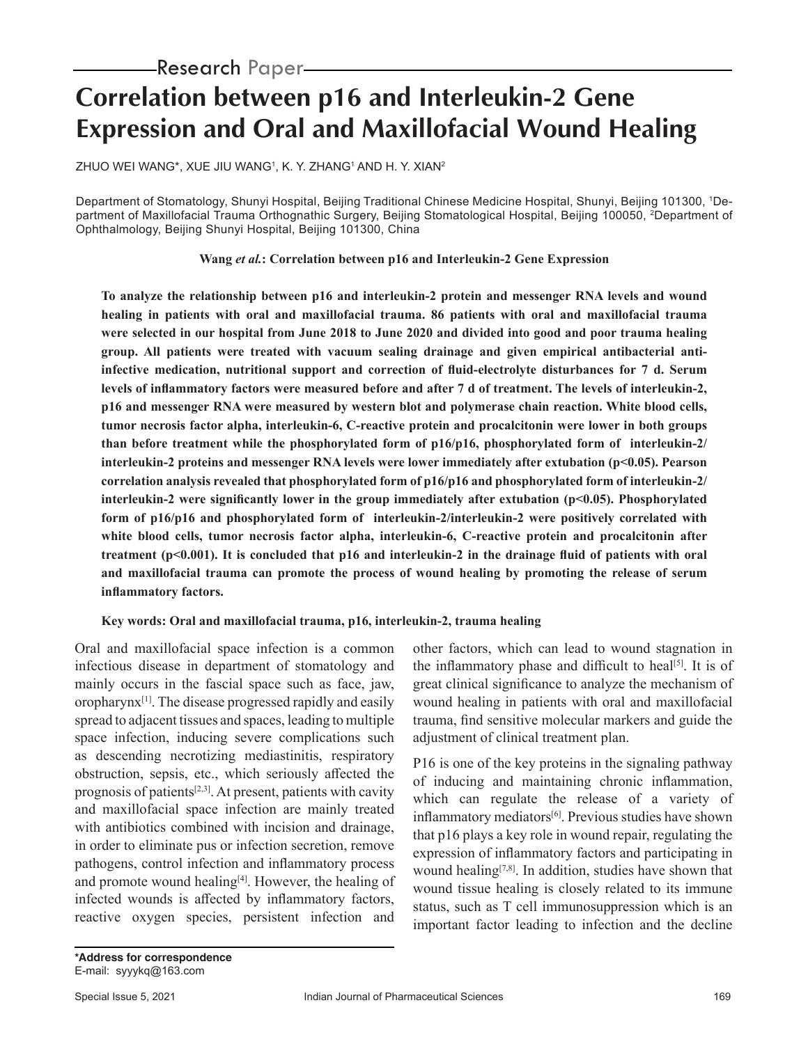Research Paper

# Correlation between p16 and Interleukin-2 Gene Expression and Oral and Maxillofacial Wound Healing

ZHUO WEI WANG*, XUE JIU WANG[1], K. Y. ZHANG[1] AND H. Y. XIAN[2]

Department of Stomatology, Shunyi Hospital, Beijing Traditional Chinese Medicine Hospital, Shunyi, Beijing 101300, [1]Department of Maxillofacial Trauma Orthognathic Surgery, Beijing Stomatological Hospital, Beijing 100050, [2]Department of Ophthalmology, Beijing Shunyi Hospital, Beijing 101300, China

**To analyze the relationship between p16 and interleukin-2 protein and messenger RNA levels and wound healing in patients with oral and maxillofacial trauma. 86 patients with oral and maxillofacial trauma were selected in our hospital from June 2018 to June 2020 and divided into good and poor trauma healing group. All patients were treated with vacuum sealing drainage and given empirical antibacterial anti-infective medication, nutritional support and correction of fluid-electrolyte disturbances for 7 d. Serum levels of inflammatory factors were measured before and after 7 d of treatment. The levels of interleukin-2, p16 and messenger RNA were measured by western blot and polymerase chain reaction. White blood cells, tumor necrosis factor alpha, interleukin-6, C-reactive protein and procalcitonin were lower in both groups than before treatment while the phosphorylated form of p16/p16, phosphorylated form of interleukin-2/interleukin-2 proteins and messenger RNA levels were lower immediately after extubation ($p<0.05$). Pearson correlation analysis revealed that phosphorylated form of p16/p16 and phosphorylated form of interleukin-2/interleukin-2 were significantly lower in the group immediately after extubation ($p<0.05$). Phosphorylated form of p16/p16 and phosphorylated form of interleukin-2/interleukin-2 were positively correlated with white blood cells, tumor necrosis factor alpha, interleukin-6, C-reactive protein and procalcitonin after treatment ($p<0.001$). It is concluded that p16 and interleukin-2 in the drainage fluid of patients with oral and maxillofacial trauma can promote the process of wound healing by promoting the release of serum inflammatory factors.**

**Key words: Oral and maxillofacial trauma, p16, interleukin-2, trauma healing**

Oral and maxillofacial space infection is a common infectious disease in department of stomatology and mainly occurs in the fascial space such as face, jaw, oropharynx[1]. The disease progressed rapidly and easily spread to adjacent tissues and spaces, leading to multiple space infection, inducing severe complications such as descending necrotizing mediastinitis, respiratory obstruction, sepsis, etc., which seriously affected the prognosis of patients[2,3]. At present, patients with cavity and maxillofacial space infection are mainly treated with antibiotics combined with incision and drainage, in order to eliminate pus or infection secretion, remove pathogens, control infection and inflammatory process and promote wound healing[4]. However, the healing of infected wounds is affected by inflammatory factors, reactive oxygen species, persistent infection and other factors, which can lead to wound stagnation in the inflammatory phase and difficult to heal[5]. It is of great clinical significance to analyze the mechanism of wound healing in patients with oral and maxillofacial trauma, find sensitive molecular markers and guide the adjustment of clinical treatment plan.

P16 is one of the key proteins in the signaling pathway of inducing and maintaining chronic inflammation, which can regulate the release of a variety of inflammatory mediators[6]. Previous studies have shown that p16 plays a key role in wound repair, regulating the expression of inflammatory factors and participating in wound healing[7,8]. In addition, studies have shown that wound tissue healing is closely related to its immune status, such as T cell immunosuppression which is an important factor leading to infection and the decline

**\*Address for correspondence**
E-mail: syyykq@163.com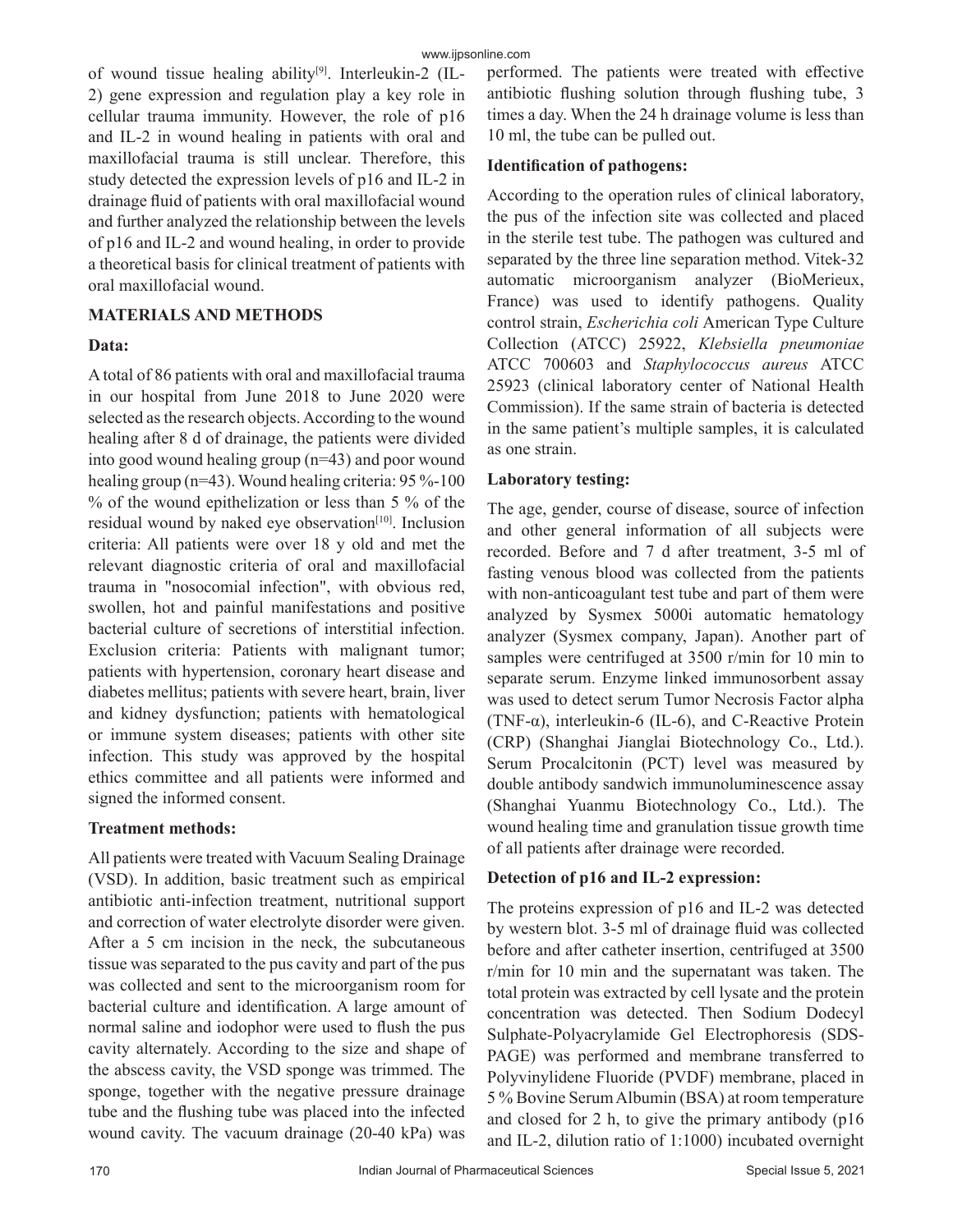of wound tissue healing ability[9]. Interleukin-2 (IL-2) gene expression and regulation play a key role in cellular trauma immunity. However, the role of p16 and IL-2 in wound healing in patients with oral and maxillofacial trauma is still unclear. Therefore, this study detected the expression levels of p16 and IL-2 in drainage fluid of patients with oral maxillofacial wound and further analyzed the relationship between the levels of p16 and IL-2 and wound healing, in order to provide a theoretical basis for clinical treatment of patients with oral maxillofacial wound.

## MATERIALS AND METHODS

### Data:

A total of 86 patients with oral and maxillofacial trauma in our hospital from June 2018 to June 2020 were selected as the research objects. According to the wound healing after 8 d of drainage, the patients were divided into good wound healing group (n=43) and poor wound healing group (n=43). Wound healing criteria: 95 %-100 % of the wound epithelization or less than 5 % of the residual wound by naked eye observation[10]. Inclusion criteria: All patients were over 18 y old and met the relevant diagnostic criteria of oral and maxillofacial trauma in "nosocomial infection", with obvious red, swollen, hot and painful manifestations and positive bacterial culture of secretions of interstitial infection. Exclusion criteria: Patients with malignant tumor; patients with hypertension, coronary heart disease and diabetes mellitus; patients with severe heart, brain, liver and kidney dysfunction; patients with hematological or immune system diseases; patients with other site infection. This study was approved by the hospital ethics committee and all patients were informed and signed the informed consent.

### Treatment methods:

All patients were treated with Vacuum Sealing Drainage (VSD). In addition, basic treatment such as empirical antibiotic anti-infection treatment, nutritional support and correction of water electrolyte disorder were given. After a 5 cm incision in the neck, the subcutaneous tissue was separated to the pus cavity and part of the pus was collected and sent to the microorganism room for bacterial culture and identification. A large amount of normal saline and iodophor were used to flush the pus cavity alternately. According to the size and shape of the abscess cavity, the VSD sponge was trimmed. The sponge, together with the negative pressure drainage tube and the flushing tube was placed into the infected wound cavity. The vacuum drainage (20-40 kPa) was performed. The patients were treated with effective antibiotic flushing solution through flushing tube, 3 times a day. When the 24 h drainage volume is less than 10 ml, the tube can be pulled out.

### Identification of pathogens:

According to the operation rules of clinical laboratory, the pus of the infection site was collected and placed in the sterile test tube. The pathogen was cultured and separated by the three line separation method. Vitek-32 automatic microorganism analyzer (BioMerieux, France) was used to identify pathogens. Quality control strain, *Escherichia coli* American Type Culture Collection (ATCC) 25922, *Klebsiella pneumoniae* ATCC 700603 and *Staphylococcus aureus* ATCC 25923 (clinical laboratory center of National Health Commission). If the same strain of bacteria is detected in the same patient's multiple samples, it is calculated as one strain.

### Laboratory testing:

The age, gender, course of disease, source of infection and other general information of all subjects were recorded. Before and 7 d after treatment, 3-5 ml of fasting venous blood was collected from the patients with non-anticoagulant test tube and part of them were analyzed by Sysmex 5000i automatic hematology analyzer (Sysmex company, Japan). Another part of samples were centrifuged at 3500 r/min for 10 min to separate serum. Enzyme linked immunosorbent assay was used to detect serum Tumor Necrosis Factor alpha (TNF-α), interleukin-6 (IL-6), and C-Reactive Protein (CRP) (Shanghai Jianglai Biotechnology Co., Ltd.). Serum Procalcitonin (PCT) level was measured by double antibody sandwich immunoluminescence assay (Shanghai Yuanmu Biotechnology Co., Ltd.). The wound healing time and granulation tissue growth time of all patients after drainage were recorded.

### Detection of p16 and IL-2 expression:

The proteins expression of p16 and IL-2 was detected by western blot. 3-5 ml of drainage fluid was collected before and after catheter insertion, centrifuged at 3500 r/min for 10 min and the supernatant was taken. The total protein was extracted by cell lysate and the protein concentration was detected. Then Sodium Dodecyl Sulphate-Polyacrylamide Gel Electrophoresis (SDS-PAGE) was performed and membrane transferred to Polyvinylidene Fluoride (PVDF) membrane, placed in 5 % Bovine Serum Albumin (BSA) at room temperature and closed for 2 h, to give the primary antibody (p16 and IL-2, dilution ratio of 1:1000) incubated overnight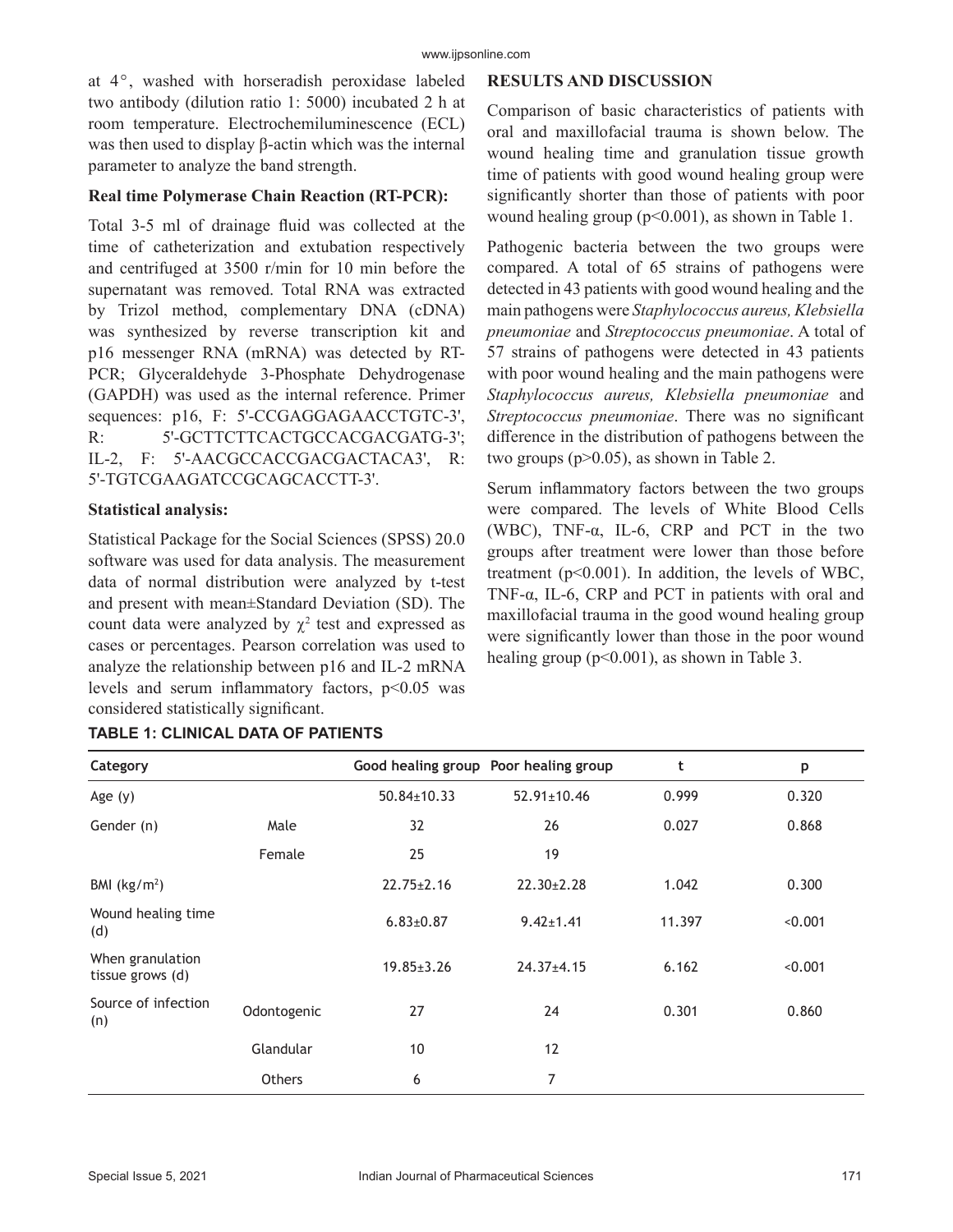at 4°, washed with horseradish peroxidase labeled two antibody (dilution ratio 1: 5000) incubated 2 h at room temperature. Electrochemiluminescence (ECL) was then used to display β-actin which was the internal parameter to analyze the band strength.

**Real time Polymerase Chain Reaction (RT-PCR):**

Total 3-5 ml of drainage fluid was collected at the time of catheterization and extubation respectively and centrifuged at 3500 r/min for 10 min before the supernatant was removed. Total RNA was extracted by Trizol method, complementary DNA (cDNA) was synthesized by reverse transcription kit and p16 messenger RNA (mRNA) was detected by RT-PCR; Glyceraldehyde 3-Phosphate Dehydrogenase (GAPDH) was used as the internal reference. Primer sequences: p16, F: 5'-CCGAGGAGAACCTGTC-3', R: 5'-GCTTCTTCACTGCCACGACGATG-3'; IL-2, F: 5'-AACGCCACCGACGACTACA3', R: 5'-TGTCGAAGATCCGCAGCACCTT-3'.

**Statistical analysis:**

Statistical Package for the Social Sciences (SPSS) 20.0 software was used for data analysis. The measurement data of normal distribution were analyzed by t-test and present with mean±Standard Deviation (SD). The count data were analyzed by $\chi^2$ test and expressed as cases or percentages. Pearson correlation was used to analyze the relationship between p16 and IL-2 mRNA levels and serum inflammatory factors, $p<0.05$ was considered statistically significant.

## RESULTS AND DISCUSSION

Comparison of basic characteristics of patients with oral and maxillofacial trauma is shown below. The wound healing time and granulation tissue growth time of patients with good wound healing group were significantly shorter than those of patients with poor wound healing group ($p<0.001$), as shown in Table 1.

Pathogenic bacteria between the two groups were compared. A total of 65 strains of pathogens were detected in 43 patients with good wound healing and the main pathogens were *Staphylococcus aureus, Klebsiella pneumoniae* and *Streptococcus pneumoniae*. A total of 57 strains of pathogens were detected in 43 patients with poor wound healing and the main pathogens were *Staphylococcus aureus, Klebsiella pneumoniae* and *Streptococcus pneumoniae*. There was no significant difference in the distribution of pathogens between the two groups ($p>0.05$), as shown in Table 2.

Serum inflammatory factors between the two groups were compared. The levels of White Blood Cells (WBC), TNF-α, IL-6, CRP and PCT in the two groups after treatment were lower than those before treatment ($p<0.001$). In addition, the levels of WBC, TNF-α, IL-6, CRP and PCT in patients with oral and maxillofacial trauma in the good wound healing group were significantly lower than those in the poor wound healing group ($p<0.001$), as shown in Table 3.

**TABLE 1: CLINICAL DATA OF PATIENTS**

| Category | | Good healing group | Poor healing group | t | p |
|---|---|---|---|---|---|
| Age (y) | | 50.84±10.33 | 52.91±10.46 | 0.999 | 0.320 |
| Gender (n) | Male | 32 | 26 | 0.027 | 0.868 |
| | Female | 25 | 19 | | |
| BMI (kg/m$^2$) | | 22.75±2.16 | 22.30±2.28 | 1.042 | 0.300 |
| Wound healing time (d) | | 6.83±0.87 | 9.42±1.41 | 11.397 | <0.001 |
| When granulation tissue grows (d) | | 19.85±3.26 | 24.37±4.15 | 6.162 | <0.001 |
| Source of infection (n) | Odontogenic | 27 | 24 | 0.301 | 0.860 |
| | Glandular | 10 | 12 | | |
| | Others | 6 | 7 | | |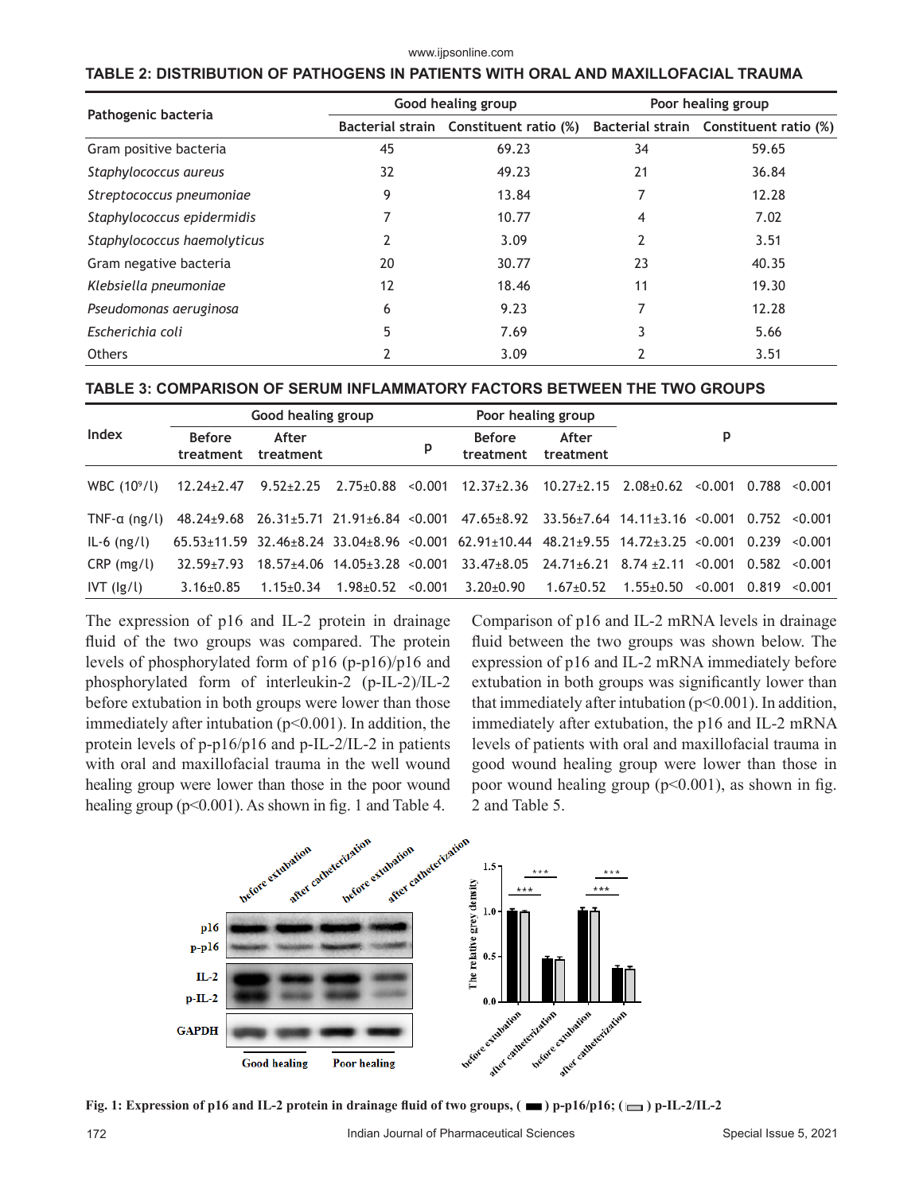TABLE 2: DISTRIBUTION OF PATHOGENS IN PATIENTS WITH ORAL AND MAXILLOFACIAL TRAUMA

| Pathogenic bacteria | Good healing group | | Poor healing group | |
|---|---|---|---|---|
| | Bacterial strain | Constituent ratio (%) | Bacterial strain | Constituent ratio (%) |
| Gram positive bacteria | 45 | 69.23 | 34 | 59.65 |
| *Staphylococcus aureus* | 32 | 49.23 | 21 | 36.84 |
| *Streptococcus pneumoniae* | 9 | 13.84 | 7 | 12.28 |
| *Staphylococcus epidermidis* | 7 | 10.77 | 4 | 7.02 |
| *Staphylococcus haemolyticus* | 2 | 3.09 | 2 | 3.51 |
| Gram negative bacteria | 20 | 30.77 | 23 | 40.35 |
| *Klebsiella pneumoniae* | 12 | 18.46 | 11 | 19.30 |
| *Pseudomonas aeruginosa* | 6 | 9.23 | 7 | 12.28 |
| *Escherichia coli* | 5 | 7.69 | 3 | 5.66 |
| Others | 2 | 3.09 | 2 | 3.51 |

TABLE 3: COMPARISON OF SERUM INFLAMMATORY FACTORS BETWEEN THE TWO GROUPS

| Index | Good healing group | | | | Poor healing group | | | | p | |
|---|---|---|---|---|---|---|---|---|---|---|
| | Before treatment | After treatment | | p | Before treatment | After treatment | | | | |
| WBC ($10^9$/l) | 12.24±2.47 | 9.52±2.25 | 2.75±0.88 | <0.001 | 12.37±2.36 | 10.27±2.15 | 2.08±0.62 | <0.001 | 0.788 | <0.001 |
| TNF-α (ng/l) | 48.24±9.68 | 26.31±5.71 | 21.91±6.84 | <0.001 | 47.65±8.92 | 33.56±7.64 | 14.11±3.16 | <0.001 | 0.752 | <0.001 |
| IL-6 (ng/l) | 65.53±11.59 | 32.46±8.24 | 33.04±8.96 | <0.001 | 62.91±10.44 | 48.21±9.55 | 14.72±3.25 | <0.001 | 0.239 | <0.001 |
| CRP (mg/l) | 32.59±7.93 | 18.57±4.06 | 14.05±3.28 | <0.001 | 33.47±8.05 | 24.71±6.21 | 8.74 ±2.11 | <0.001 | 0.582 | <0.001 |
| IVT (lg/l) | 3.16±0.85 | 1.15±0.34 | 1.98±0.52 | <0.001 | 3.20±0.90 | 1.67±0.52 | 1.55±0.50 | <0.001 | 0.819 | <0.001 |

The expression of p16 and IL-2 protein in drainage fluid of the two groups was compared. The protein levels of phosphorylated form of p16 (p-p16)/p16 and phosphorylated form of interleukin-2 (p-IL-2)/IL-2 before extubation in both groups were lower than those immediately after intubation (p<0.001). In addition, the protein levels of p-p16/p16 and p-IL-2/IL-2 in patients with oral and maxillofacial trauma in the well wound healing group were lower than those in the poor wound healing group (p<0.001). As shown in fig. 1 and Table 4.

Comparison of p16 and IL-2 mRNA levels in drainage fluid between the two groups was shown below. The expression of p16 and IL-2 mRNA immediately before extubation in both groups was significantly lower than that immediately after intubation (p<0.001). In addition, immediately after extubation, the p16 and IL-2 mRNA levels of patients with oral and maxillofacial trauma in good wound healing group were lower than those in poor wound healing group (p<0.001), as shown in fig. 2 and Table 5.

Fig. 1: Expression of p16 and IL-2 protein in drainage fluid of two groups, (■) p-p16/p16; (□) p-IL-2/IL-2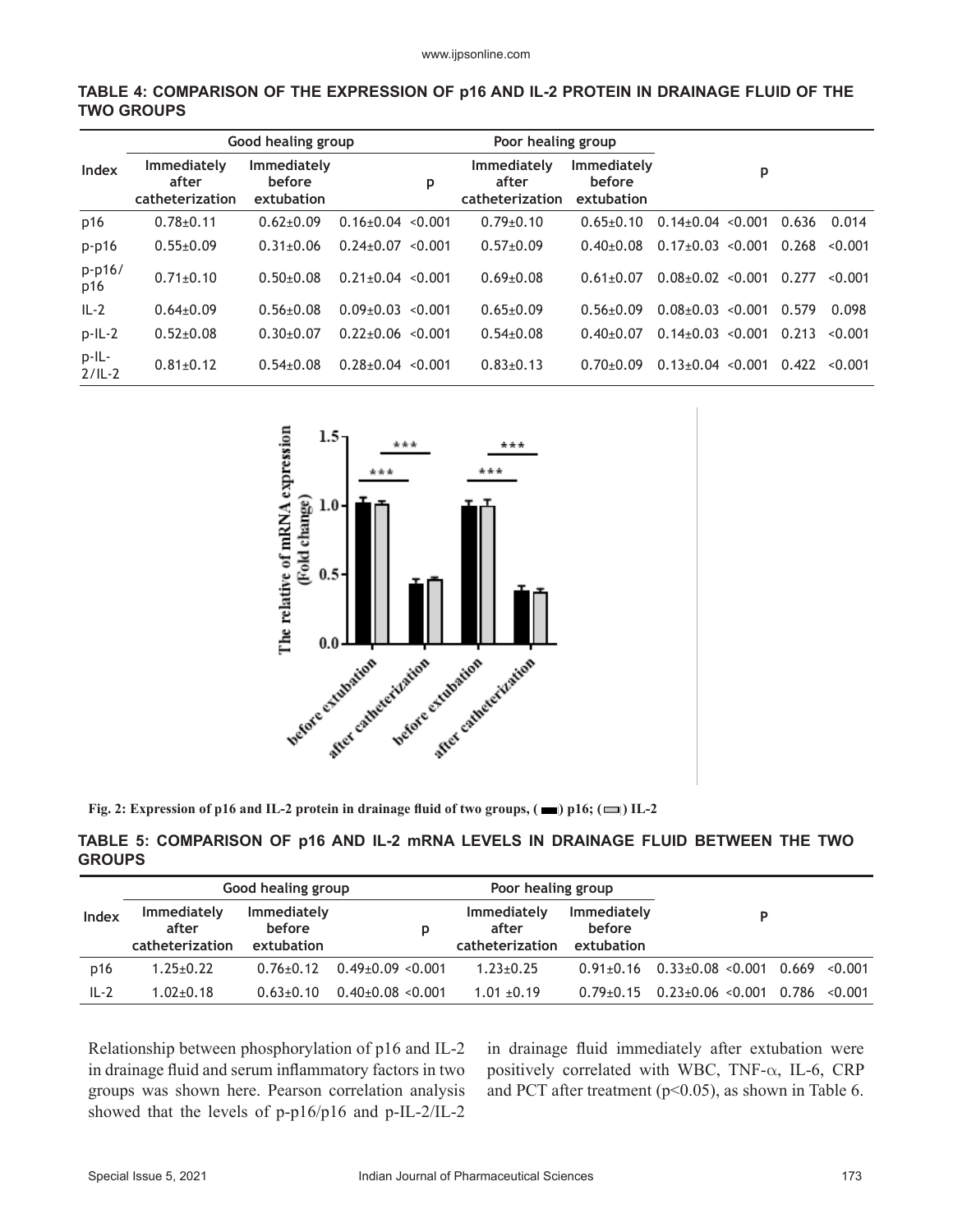**TABLE 4: COMPARISON OF THE EXPRESSION OF p16 AND IL-2 PROTEIN IN DRAINAGE FLUID OF THE TWO GROUPS**

| Index | Good healing group | | | | Poor healing group | | | | p | |
|---|---|---|---|---|---|---|---|---|---|---|
| | Immediately after catheterization | Immediately before extubation | | p | Immediately after catheterization | Immediately before extubation | | | | |
| p16 | 0.78±0.11 | 0.62±0.09 | 0.16±0.04 | <0.001 | 0.79±0.10 | 0.65±0.10 | 0.14±0.04 | <0.001 | 0.636 | 0.014 |
| p-p16 | 0.55±0.09 | 0.31±0.06 | 0.24±0.07 | <0.001 | 0.57±0.09 | 0.40±0.08 | 0.17±0.03 | <0.001 | 0.268 | <0.001 |
| p-p16/p16 | 0.71±0.10 | 0.50±0.08 | 0.21±0.04 | <0.001 | 0.69±0.08 | 0.61±0.07 | 0.08±0.02 | <0.001 | 0.277 | <0.001 |
| IL-2 | 0.64±0.09 | 0.56±0.08 | 0.09±0.03 | <0.001 | 0.65±0.09 | 0.56±0.09 | 0.08±0.03 | <0.001 | 0.579 | 0.098 |
| p-IL-2 | 0.52±0.08 | 0.30±0.07 | 0.22±0.06 | <0.001 | 0.54±0.08 | 0.40±0.07 | 0.14±0.03 | <0.001 | 0.213 | <0.001 |
| p-IL-2/IL-2 | 0.81±0.12 | 0.54±0.08 | 0.28±0.04 | <0.001 | 0.83±0.13 | 0.70±0.09 | 0.13±0.04 | <0.001 | 0.422 | <0.001 |

Fig. 2: Expression of p16 and IL-2 protein in drainage fluid of two groups, (■) p16; (□) IL-2

**TABLE 5: COMPARISON OF p16 AND IL-2 mRNA LEVELS IN DRAINAGE FLUID BETWEEN THE TWO GROUPS**

| Index | Good healing group | | | | Poor healing group | | | | P | |
|---|---|---|---|---|---|---|---|---|---|---|
| | Immediately after catheterization | Immediately before extubation | | p | Immediately after catheterization | Immediately before extubation | | | | |
| p16 | 1.25±0.22 | 0.76±0.12 | 0.49±0.09 | <0.001 | 1.23±0.25 | 0.91±0.16 | 0.33±0.08 | <0.001 | 0.669 | <0.001 |
| IL-2 | 1.02±0.18 | 0.63±0.10 | 0.40±0.08 | <0.001 | 1.01 ±0.19 | 0.79±0.15 | 0.23±0.06 | <0.001 | 0.786 | <0.001 |

Relationship between phosphorylation of p16 and IL-2 in drainage fluid and serum inflammatory factors in two groups was shown here. Pearson correlation analysis showed that the levels of p-p16/p16 and p-IL-2/IL-2 in drainage fluid immediately after extubation were positively correlated with WBC, TNF-α, IL-6, CRP and PCT after treatment ($p<0.05$), as shown in Table 6.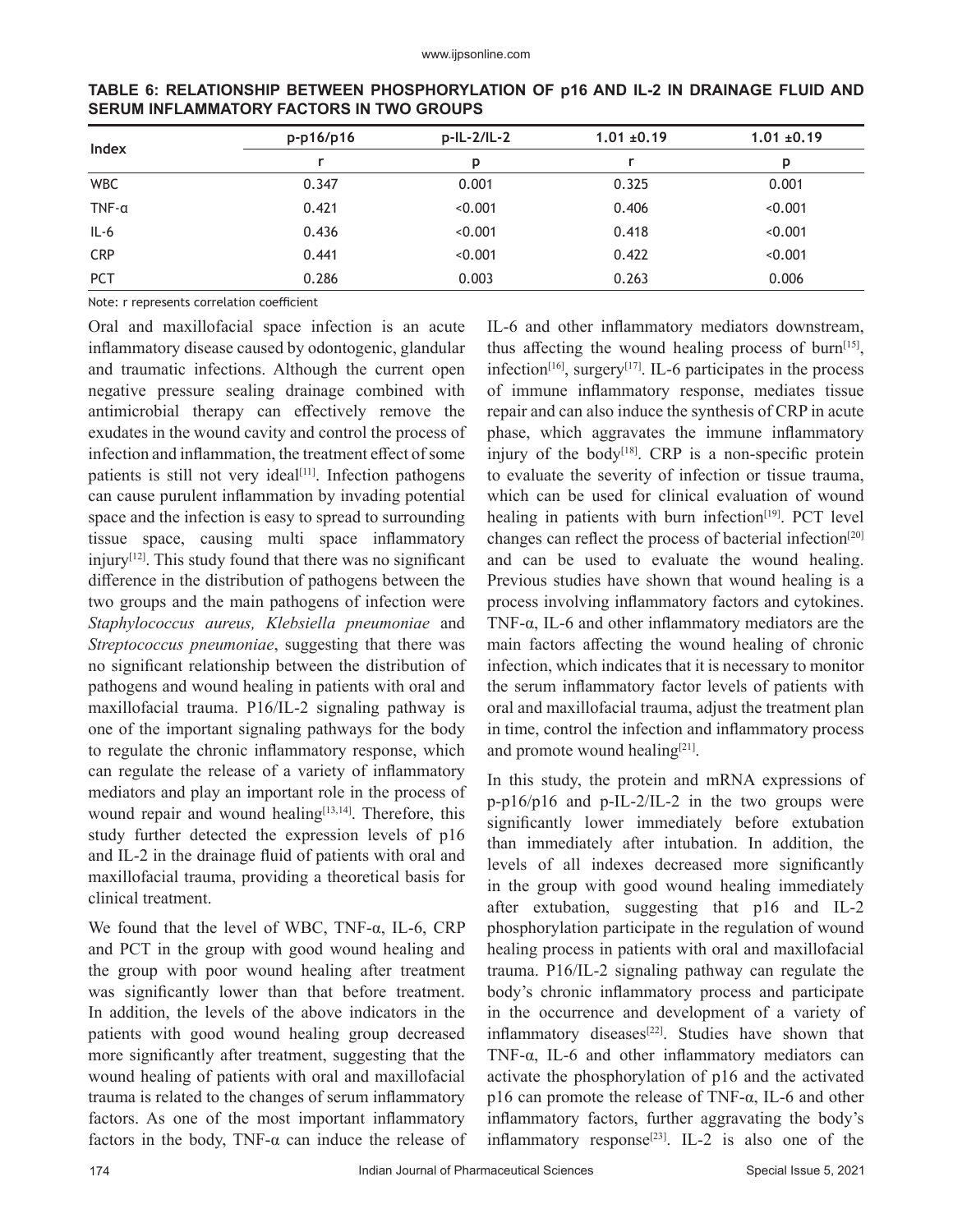**TABLE 6: RELATIONSHIP BETWEEN PHOSPHORYLATION OF p16 AND IL-2 IN DRAINAGE FLUID AND SERUM INFLAMMATORY FACTORS IN TWO GROUPS**

| Index | p-p16/p16 | p-IL-2/IL-2 | 1.01 ±0.19 | 1.01 ±0.19 |
|---|---|---|---|---|
| | r | p | r | p |
| WBC | 0.347 | 0.001 | 0.325 | 0.001 |
| TNF-α | 0.421 | <0.001 | 0.406 | <0.001 |
| IL-6 | 0.436 | <0.001 | 0.418 | <0.001 |
| CRP | 0.441 | <0.001 | 0.422 | <0.001 |
| PCT | 0.286 | 0.003 | 0.263 | 0.006 |

Note: r represents correlation coefficient

Oral and maxillofacial space infection is an acute inflammatory disease caused by odontogenic, glandular and traumatic infections. Although the current open negative pressure sealing drainage combined with antimicrobial therapy can effectively remove the exudates in the wound cavity and control the process of infection and inflammation, the treatment effect of some patients is still not very ideal[11]. Infection pathogens can cause purulent inflammation by invading potential space and the infection is easy to spread to surrounding tissue space, causing multi space inflammatory injury[12]. This study found that there was no significant difference in the distribution of pathogens between the two groups and the main pathogens of infection were *Staphylococcus aureus, Klebsiella pneumoniae* and *Streptococcus pneumoniae*, suggesting that there was no significant relationship between the distribution of pathogens and wound healing in patients with oral and maxillofacial trauma. P16/IL-2 signaling pathway is one of the important signaling pathways for the body to regulate the chronic inflammatory response, which can regulate the release of a variety of inflammatory mediators and play an important role in the process of wound repair and wound healing[13,14]. Therefore, this study further detected the expression levels of p16 and IL-2 in the drainage fluid of patients with oral and maxillofacial trauma, providing a theoretical basis for clinical treatment.

We found that the level of WBC, TNF-α, IL-6, CRP and PCT in the group with good wound healing and the group with poor wound healing after treatment was significantly lower than that before treatment. In addition, the levels of the above indicators in the patients with good wound healing group decreased more significantly after treatment, suggesting that the wound healing of patients with oral and maxillofacial trauma is related to the changes of serum inflammatory factors. As one of the most important inflammatory factors in the body, TNF-α can induce the release of IL-6 and other inflammatory mediators downstream, thus affecting the wound healing process of burn[15], infection[16], surgery[17]. IL-6 participates in the process of immune inflammatory response, mediates tissue repair and can also induce the synthesis of CRP in acute phase, which aggravates the immune inflammatory injury of the body[18]. CRP is a non-specific protein to evaluate the severity of infection or tissue trauma, which can be used for clinical evaluation of wound healing in patients with burn infection[19]. PCT level changes can reflect the process of bacterial infection[20] and can be used to evaluate the wound healing. Previous studies have shown that wound healing is a process involving inflammatory factors and cytokines. TNF-α, IL-6 and other inflammatory mediators are the main factors affecting the wound healing of chronic infection, which indicates that it is necessary to monitor the serum inflammatory factor levels of patients with oral and maxillofacial trauma, adjust the treatment plan in time, control the infection and inflammatory process and promote wound healing[21].

In this study, the protein and mRNA expressions of p-p16/p16 and p-IL-2/IL-2 in the two groups were significantly lower immediately before extubation than immediately after intubation. In addition, the levels of all indexes decreased more significantly in the group with good wound healing immediately after extubation, suggesting that p16 and IL-2 phosphorylation participate in the regulation of wound healing process in patients with oral and maxillofacial trauma. P16/IL-2 signaling pathway can regulate the body's chronic inflammatory process and participate in the occurrence and development of a variety of inflammatory diseases[22]. Studies have shown that TNF-α, IL-6 and other inflammatory mediators can activate the phosphorylation of p16 and the activated p16 can promote the release of TNF-α, IL-6 and other inflammatory factors, further aggravating the body's inflammatory response[23]. IL-2 is also one of the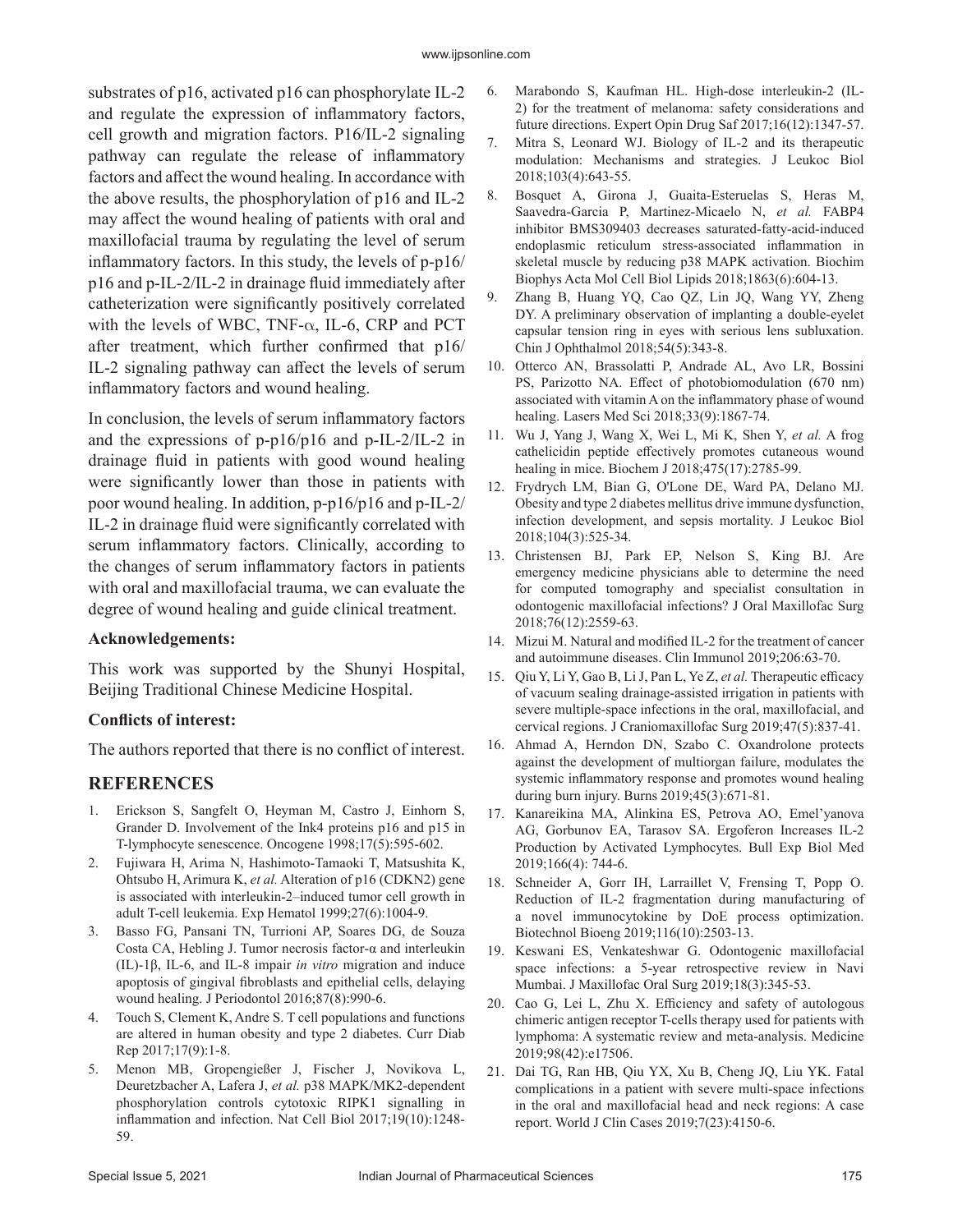substrates of p16, activated p16 can phosphorylate IL-2 and regulate the expression of inflammatory factors, cell growth and migration factors. P16/IL-2 signaling pathway can regulate the release of inflammatory factors and affect the wound healing. In accordance with the above results, the phosphorylation of p16 and IL-2 may affect the wound healing of patients with oral and maxillofacial trauma by regulating the level of serum inflammatory factors. In this study, the levels of p-p16/p16 and p-IL-2/IL-2 in drainage fluid immediately after catheterization were significantly positively correlated with the levels of WBC, TNF-α, IL-6, CRP and PCT after treatment, which further confirmed that p16/IL-2 signaling pathway can affect the levels of serum inflammatory factors and wound healing.

In conclusion, the levels of serum inflammatory factors and the expressions of p-p16/p16 and p-IL-2/IL-2 in drainage fluid in patients with good wound healing were significantly lower than those in patients with poor wound healing. In addition, p-p16/p16 and p-IL-2/IL-2 in drainage fluid were significantly correlated with serum inflammatory factors. Clinically, according to the changes of serum inflammatory factors in patients with oral and maxillofacial trauma, we can evaluate the degree of wound healing and guide clinical treatment.

**Acknowledgements:**

This work was supported by the Shunyi Hospital, Beijing Traditional Chinese Medicine Hospital.

**Conflicts of interest:**

The authors reported that there is no conflict of interest.

## REFERENCES

1. Erickson S, Sangfelt O, Heyman M, Castro J, Einhorn S, Grander D. Involvement of the Ink4 proteins p16 and p15 in T-lymphocyte senescence. Oncogene 1998;17(5):595-602.
2. Fujiwara H, Arima N, Hashimoto-Tamaoki T, Matsushita K, Ohtsubo H, Arimura K, *et al.* Alteration of p16 (CDKN2) gene is associated with interleukin-2–induced tumor cell growth in adult T-cell leukemia. Exp Hematol 1999;27(6):1004-9.
3. Basso FG, Pansani TN, Turrioni AP, Soares DG, de Souza Costa CA, Hebling J. Tumor necrosis factor-α and interleukin (IL)-1β, IL-6, and IL-8 impair *in vitro* migration and induce apoptosis of gingival fibroblasts and epithelial cells, delaying wound healing. J Periodontol 2016;87(8):990-6.
4. Touch S, Clement K, Andre S. T cell populations and functions are altered in human obesity and type 2 diabetes. Curr Diab Rep 2017;17(9):1-8.
5. Menon MB, Gropengießer J, Fischer J, Novikova L, Deuretzbacher A, Lafera J, *et al.* p38 MAPK/MK2-dependent phosphorylation controls cytotoxic RIPK1 signalling in inflammation and infection. Nat Cell Biol 2017;19(10):1248-59.
6. Marabondo S, Kaufman HL. High-dose interleukin-2 (IL-2) for the treatment of melanoma: safety considerations and future directions. Expert Opin Drug Saf 2017;16(12):1347-57.
7. Mitra S, Leonard WJ. Biology of IL-2 and its therapeutic modulation: Mechanisms and strategies. J Leukoc Biol 2018;103(4):643-55.
8. Bosquet A, Girona J, Guaita-Esteruelas S, Heras M, Saavedra-Garcia P, Martinez-Micaelo N, *et al.* FABP4 inhibitor BMS309403 decreases saturated-fatty-acid-induced endoplasmic reticulum stress-associated inflammation in skeletal muscle by reducing p38 MAPK activation. Biochim Biophys Acta Mol Cell Biol Lipids 2018;1863(6):604-13.
9. Zhang B, Huang YQ, Cao QZ, Lin JQ, Wang YY, Zheng DY. A preliminary observation of implanting a double-eyelet capsular tension ring in eyes with serious lens subluxation. Chin J Ophthalmol 2018;54(5):343-8.
10. Otterco AN, Brassolatti P, Andrade AL, Avo LR, Bossini PS, Parizotto NA. Effect of photobiomodulation (670 nm) associated with vitamin A on the inflammatory phase of wound healing. Lasers Med Sci 2018;33(9):1867-74.
11. Wu J, Yang J, Wang X, Wei L, Mi K, Shen Y, *et al.* A frog cathelicidin peptide effectively promotes cutaneous wound healing in mice. Biochem J 2018;475(17):2785-99.
12. Frydrych LM, Bian G, O'Lone DE, Ward PA, Delano MJ. Obesity and type 2 diabetes mellitus drive immune dysfunction, infection development, and sepsis mortality. J Leukoc Biol 2018;104(3):525-34.
13. Christensen BJ, Park EP, Nelson S, King BJ. Are emergency medicine physicians able to determine the need for computed tomography and specialist consultation in odontogenic maxillofacial infections? J Oral Maxillofac Surg 2018;76(12):2559-63.
14. Mizui M. Natural and modified IL-2 for the treatment of cancer and autoimmune diseases. Clin Immunol 2019;206:63-70.
15. Qiu Y, Li Y, Gao B, Li J, Pan L, Ye Z, *et al.* Therapeutic efficacy of vacuum sealing drainage-assisted irrigation in patients with severe multiple-space infections in the oral, maxillofacial, and cervical regions. J Craniomaxillofac Surg 2019;47(5):837-41.
16. Ahmad A, Herndon DN, Szabo C. Oxandrolone protects against the development of multiorgan failure, modulates the systemic inflammatory response and promotes wound healing during burn injury. Burns 2019;45(3):671-81.
17. Kanareikina MA, Alinkina ES, Petrova AO, Emel'yanova AG, Gorbunov EA, Tarasov SA. Ergoferon Increases IL-2 Production by Activated Lymphocytes. Bull Exp Biol Med 2019;166(4): 744-6.
18. Schneider A, Gorr IH, Larraillet V, Frensing T, Popp O. Reduction of IL-2 fragmentation during manufacturing of a novel immunocytokine by DoE process optimization. Biotechnol Bioeng 2019;116(10):2503-13.
19. Keswani ES, Venkateshwar G. Odontogenic maxillofacial space infections: a 5-year retrospective review in Navi Mumbai. J Maxillofac Oral Surg 2019;18(3):345-53.
20. Cao G, Lei L, Zhu X. Efficiency and safety of autologous chimeric antigen receptor T-cells therapy used for patients with lymphoma: A systematic review and meta-analysis. Medicine 2019;98(42):e17506.
21. Dai TG, Ran HB, Qiu YX, Xu B, Cheng JQ, Liu YK. Fatal complications in a patient with severe multi-space infections in the oral and maxillofacial head and neck regions: A case report. World J Clin Cases 2019;7(23):4150-6.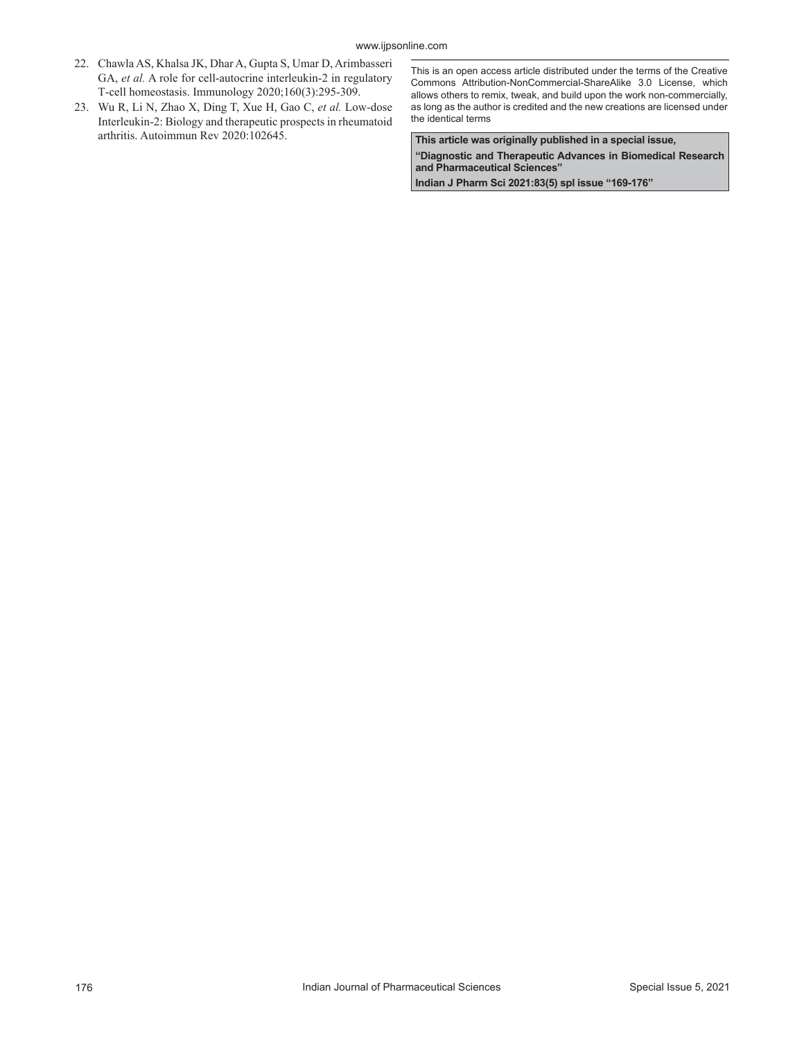22. Chawla AS, Khalsa JK, Dhar A, Gupta S, Umar D, Arimbasseri GA, *et al.* A role for cell-autocrine interleukin-2 in regulatory T-cell homeostasis. Immunology 2020;160(3):295-309.
23. Wu R, Li N, Zhao X, Ding T, Xue H, Gao C, *et al.* Low-dose Interleukin-2: Biology and therapeutic prospects in rheumatoid arthritis. Autoimmun Rev 2020:102645.

This is an open access article distributed under the terms of the Creative Commons Attribution-NonCommercial-ShareAlike 3.0 License, which allows others to remix, tweak, and build upon the work non-commercially, as long as the author is credited and the new creations are licensed under the identical terms

**This article was originally published in a special issue, "Diagnostic and Therapeutic Advances in Biomedical Research and Pharmaceutical Sciences"**
**Indian J Pharm Sci 2021:83(5) spl issue "169-176"**